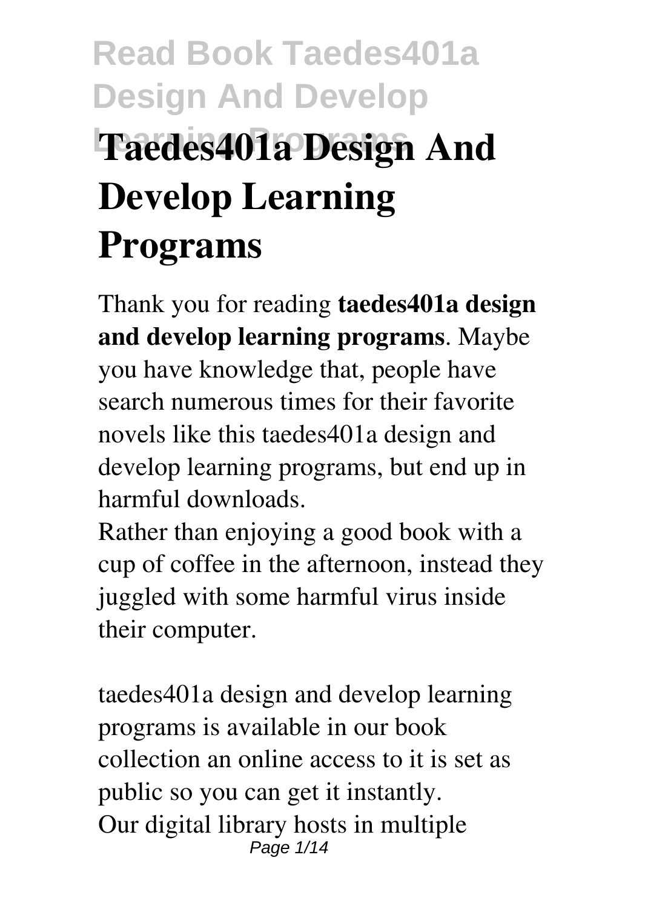# Taedes401a Design And Develop Learning Programs

Thank you for reading **taedes401a design and develop learning programs**. Maybe you have knowledge that, people have search numerous times for their favorite novels like this taedes401a design and develop learning programs, but end up in harmful downloads.

Rather than enjoying a good book with a cup of coffee in the afternoon, instead they juggled with some harmful virus inside their computer.

taedes401a design and develop learning programs is available in our book collection an online access to it is set as public so you can get it instantly.

Our digital library hosts in multiple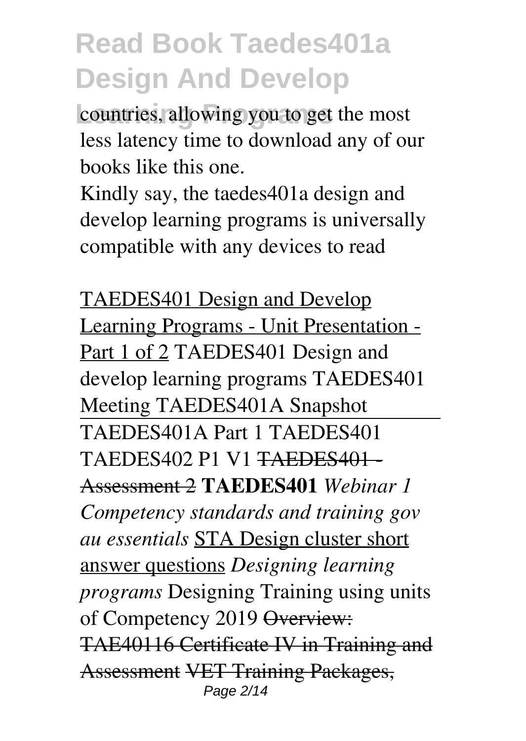countries, allowing you to get the most less latency time to download any of our books like this one.

Kindly say, the taedes401a design and develop learning programs is universally compatible with any devices to read

TAEDES401 Design and Develop Learning Programs - Unit Presentation - Part 1 of 2 TAEDES401 Design and develop learning programs TAEDES401 Meeting TAEDES401A Snapshot

TAEDES401A Part 1 TAEDES401 TAEDES402 P1 V1 ~~TAEDES401 - Assessment 2~~ **TAEDES401** *Webinar 1 Competency standards and training gov au essentials* STA Design cluster short answer questions *Designing learning programs* Designing Training using units of Competency 2019 ~~Overview: TAE40116 Certificate IV in Training and Assessment~~ ~~VET Training Packages,~~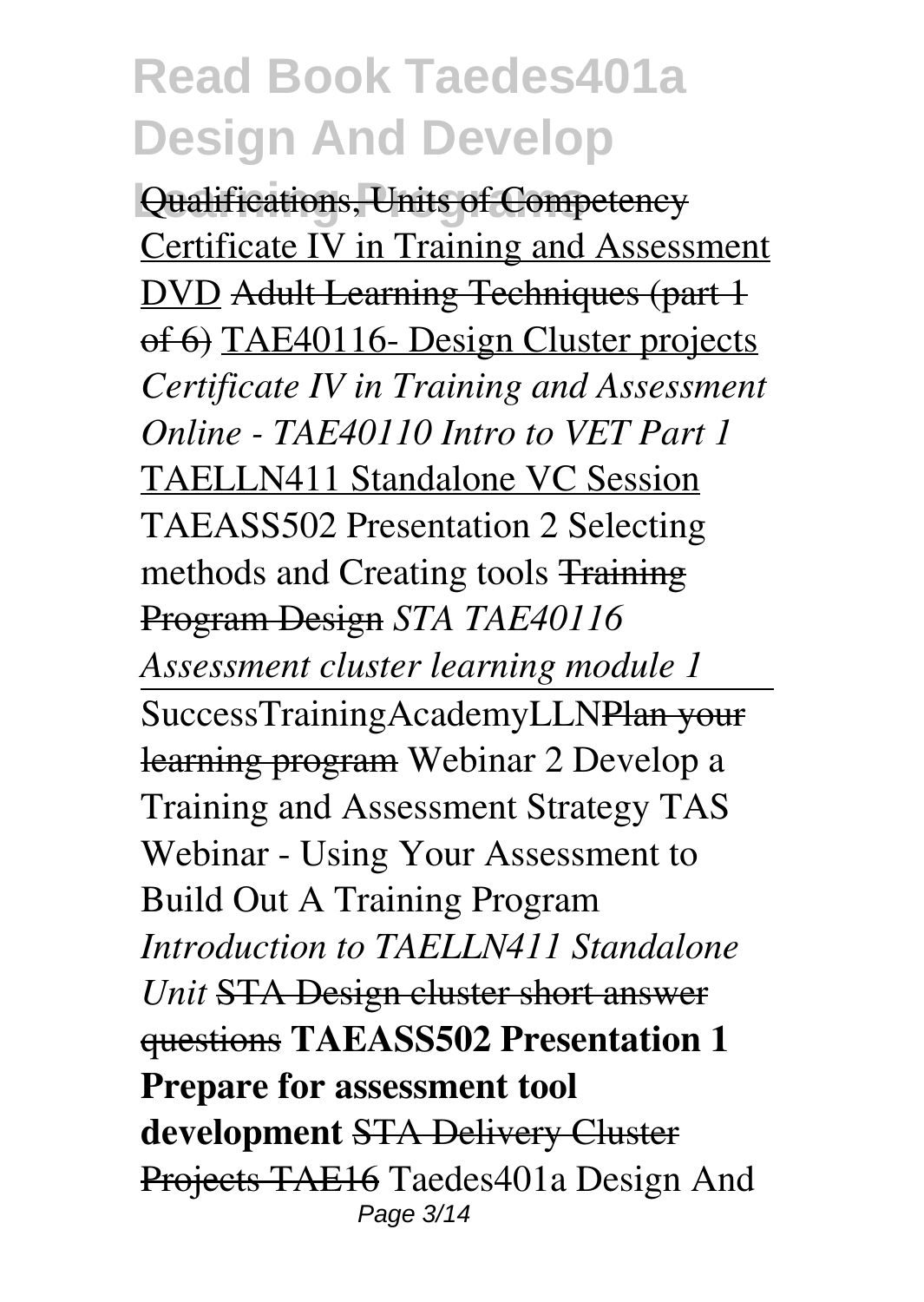Qualifications, Units of Competency Certificate IV in Training and Assessment DVD Adult Learning Techniques (part 1 of 6) TAE40116- Design Cluster projects *Certificate IV in Training and Assessment Online - TAE40110 Intro to VET Part 1* TAELLN411 Standalone VC Session TAEASS502 Presentation 2 Selecting methods and Creating tools Training Program Design *STA TAE40116 Assessment cluster learning module 1*

SuccessTrainingAcademyLLNPlan your learning program Webinar 2 Develop a Training and Assessment Strategy TAS Webinar - Using Your Assessment to Build Out A Training Program *Introduction to TAELLN411 Standalone Unit* STA Design cluster short answer questions **TAEASS502 Presentation 1 Prepare for assessment tool development** STA Delivery Cluster Projects TAE16 Taedes401a Design And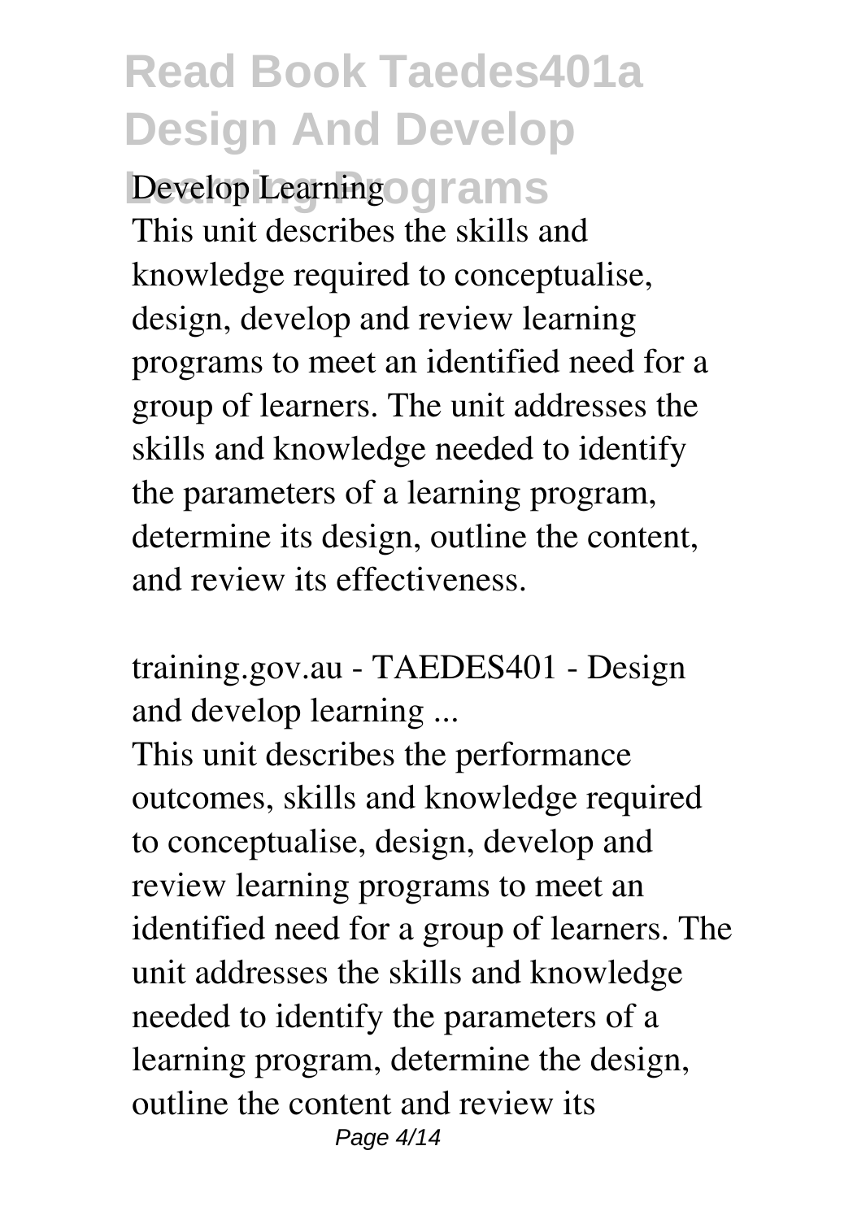**Develop Learning Programs**

This unit describes the skills and knowledge required to conceptualise, design, develop and review learning programs to meet an identified need for a group of learners. The unit addresses the skills and knowledge needed to identify the parameters of a learning program, determine its design, outline the content, and review its effectiveness.

*training.gov.au - TAEDES401 - Design and develop learning ...*

This unit describes the performance outcomes, skills and knowledge required to conceptualise, design, develop and review learning programs to meet an identified need for a group of learners. The unit addresses the skills and knowledge needed to identify the parameters of a learning program, determine the design, outline the content and review its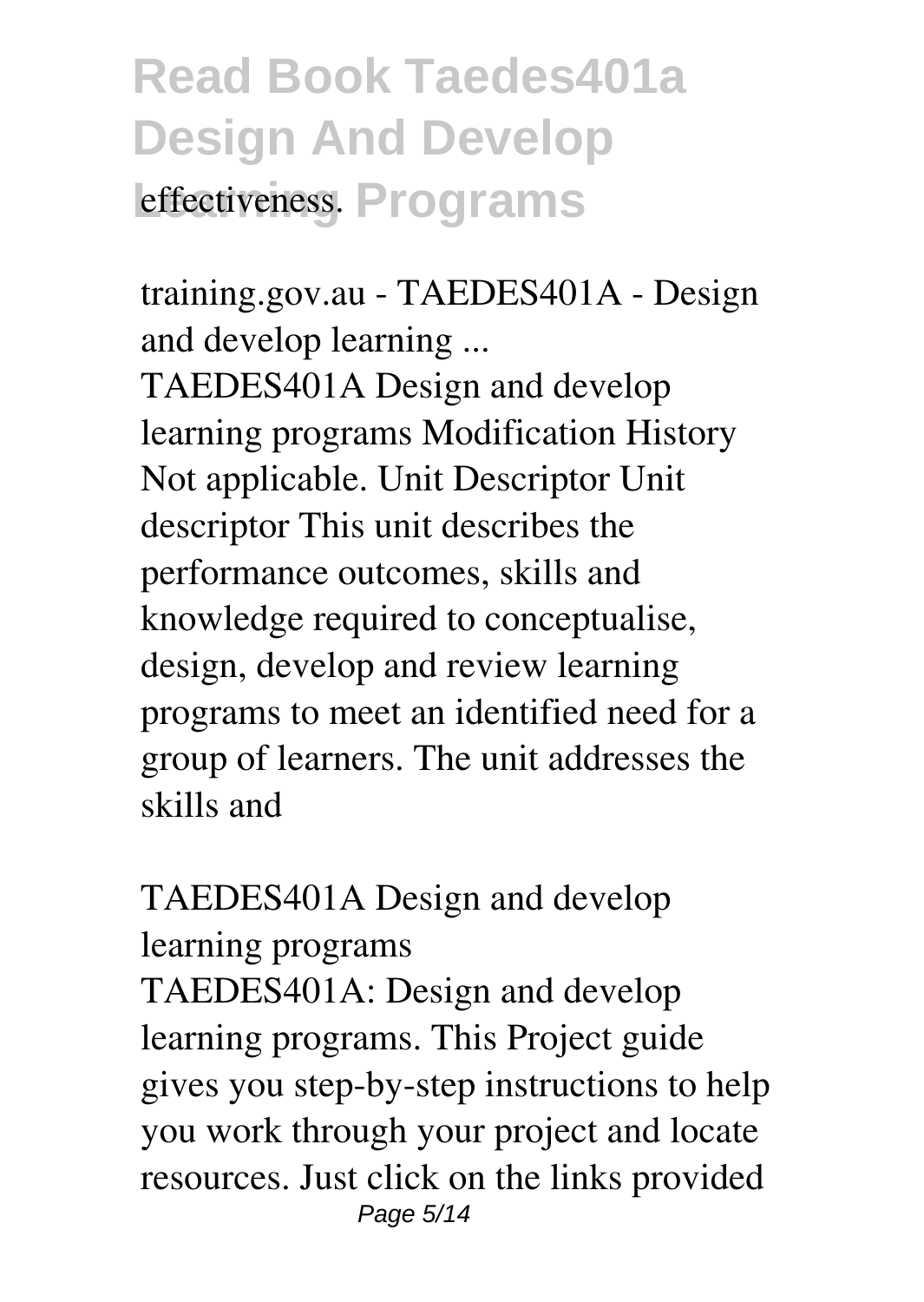effectiveness.

training.gov.au - TAEDES401A - Design and develop learning ...

TAEDES401A Design and develop learning programs Modification History Not applicable. Unit Descriptor Unit descriptor This unit describes the performance outcomes, skills and knowledge required to conceptualise, design, develop and review learning programs to meet an identified need for a group of learners. The unit addresses the skills and

TAEDES401A Design and develop learning programs

TAEDES401A: Design and develop learning programs. This Project guide gives you step-by-step instructions to help you work through your project and locate resources. Just click on the links provided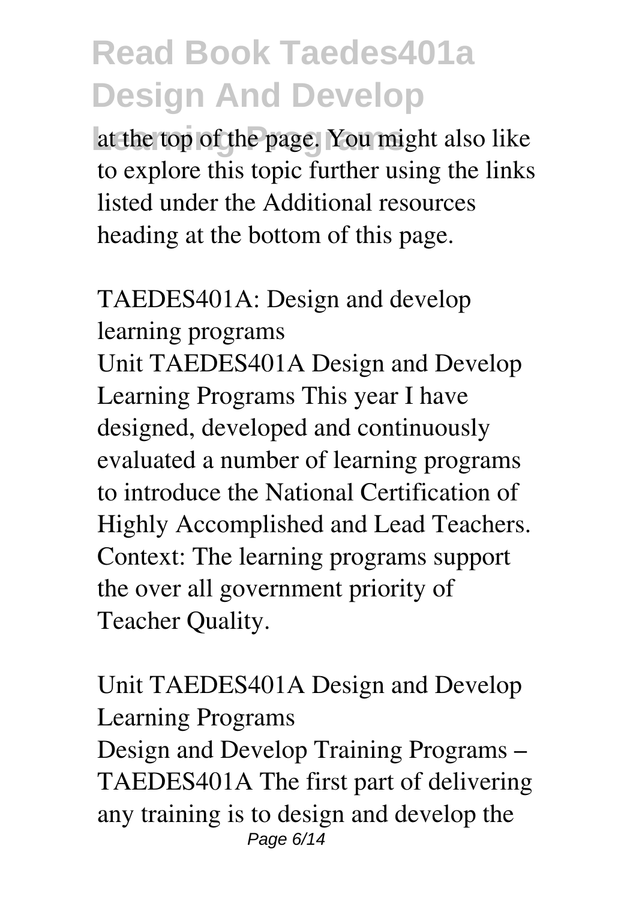at the top of the page. You might also like to explore this topic further using the links listed under the Additional resources heading at the bottom of this page.

## TAEDES401A: Design and develop learning programs

Unit TAEDES401A Design and Develop Learning Programs This year I have designed, developed and continuously evaluated a number of learning programs to introduce the National Certification of Highly Accomplished and Lead Teachers. Context: The learning programs support the over all government priority of Teacher Quality.

## Unit TAEDES401A Design and Develop Learning Programs

Design and Develop Training Programs – TAEDES401A The first part of delivering any training is to design and develop the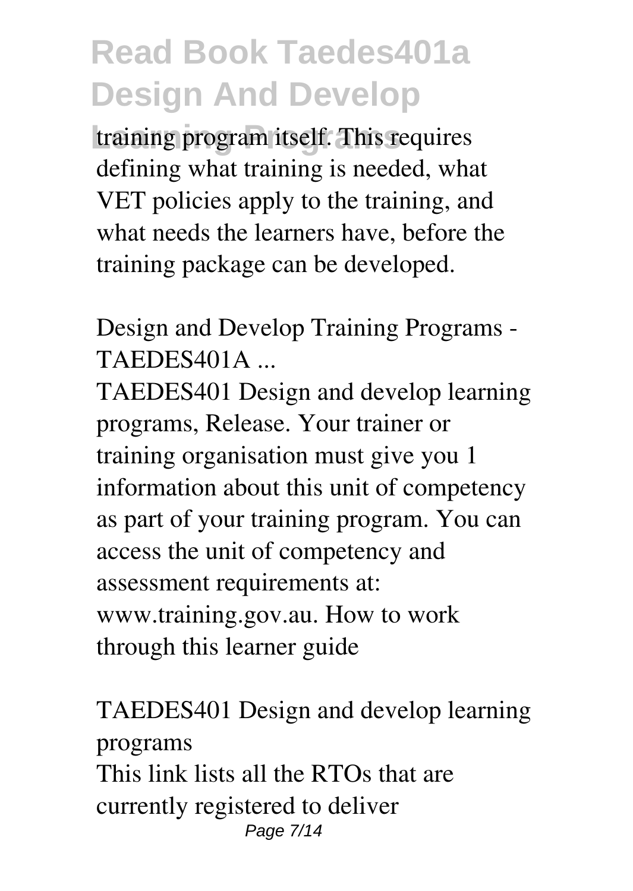training program itself. This requires defining what training is needed, what VET policies apply to the training, and what needs the learners have, before the training package can be developed.

Design and Develop Training Programs - TAEDES401A ...

TAEDES401 Design and develop learning programs, Release. Your trainer or training organisation must give you 1 information about this unit of competency as part of your training program. You can access the unit of competency and assessment requirements at: www.training.gov.au. How to work through this learner guide

TAEDES401 Design and develop learning programs

This link lists all the RTOs that are currently registered to deliver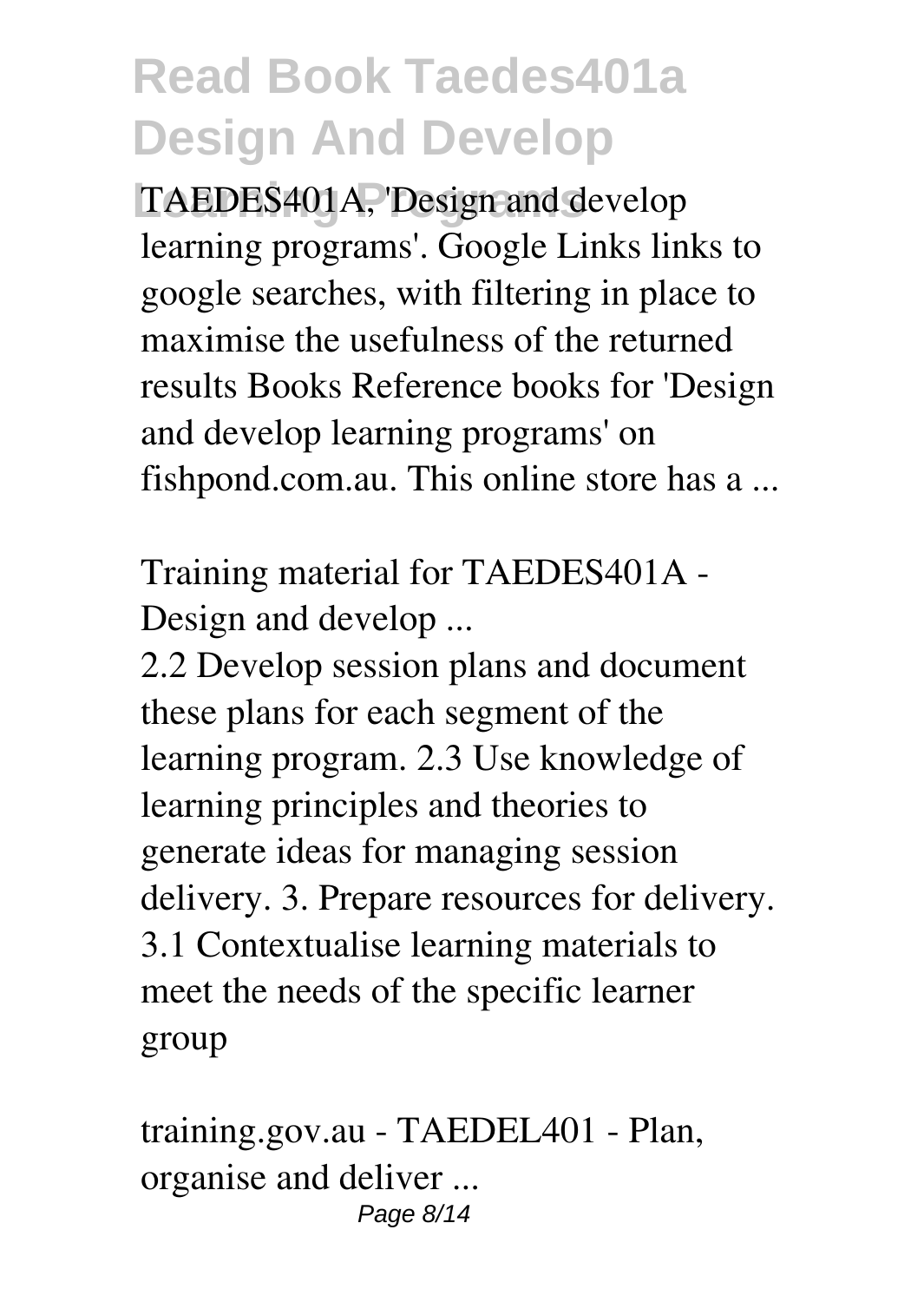TAEDES401A, 'Design and develop learning programs'. Google Links links to google searches, with filtering in place to maximise the usefulness of the returned results Books Reference books for 'Design and develop learning programs' on fishpond.com.au. This online store has a ...

Training material for TAEDES401A - Design and develop ...

2.2 Develop session plans and document these plans for each segment of the learning program. 2.3 Use knowledge of learning principles and theories to generate ideas for managing session delivery. 3. Prepare resources for delivery. 3.1 Contextualise learning materials to meet the needs of the specific learner group

training.gov.au - TAEDEL401 - Plan, organise and deliver ...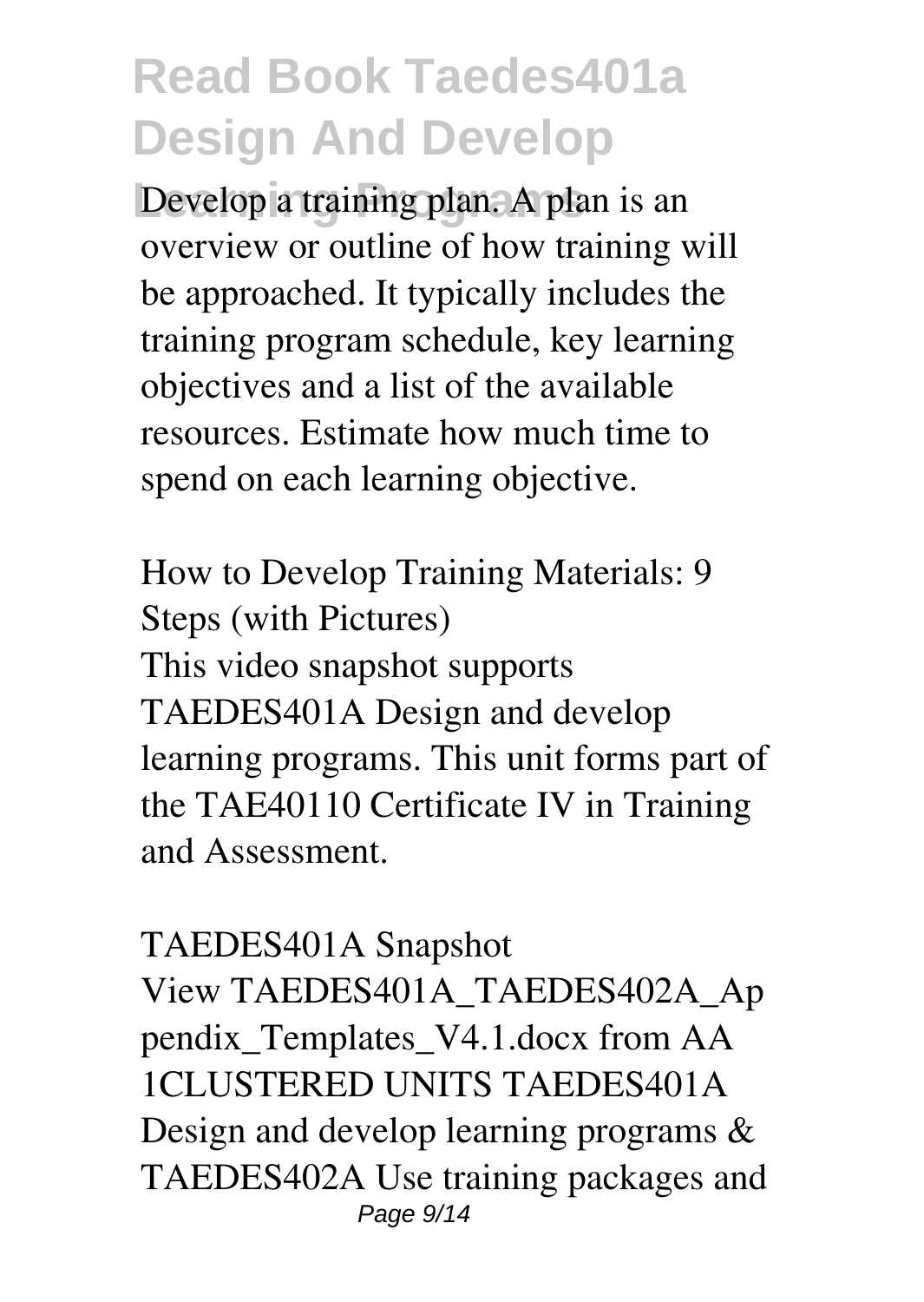Develop a training plan. A plan is an overview or outline of how training will be approached. It typically includes the training program schedule, key learning objectives and a list of the available resources. Estimate how much time to spend on each learning objective.

How to Develop Training Materials: 9 Steps (with Pictures)

This video snapshot supports TAEDES401A Design and develop learning programs. This unit forms part of the TAE40110 Certificate IV in Training and Assessment.

TAEDES401A Snapshot

View TAEDES401A_TAEDES402A_Appendix_Templates_V4.1.docx from AA 1CLUSTERED UNITS TAEDES401A Design and develop learning programs & TAEDES402A Use training packages and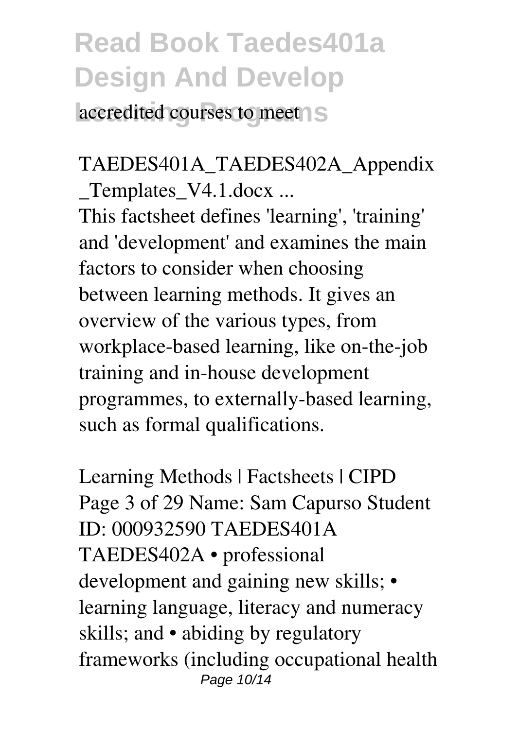accredited courses to meet

TAEDES401A_TAEDES402A_Appendix_Templates_V4.1.docx ...

This factsheet defines 'learning', 'training' and 'development' and examines the main factors to consider when choosing between learning methods. It gives an overview of the various types, from workplace-based learning, like on-the-job training and in-house development programmes, to externally-based learning, such as formal qualifications.

Learning Methods | Factsheets | CIPD

Page 3 of 29 Name: Sam Capurso Student ID: 000932590 TAEDES401A TAEDES402A • professional development and gaining new skills; • learning language, literacy and numeracy skills; and • abiding by regulatory frameworks (including occupational health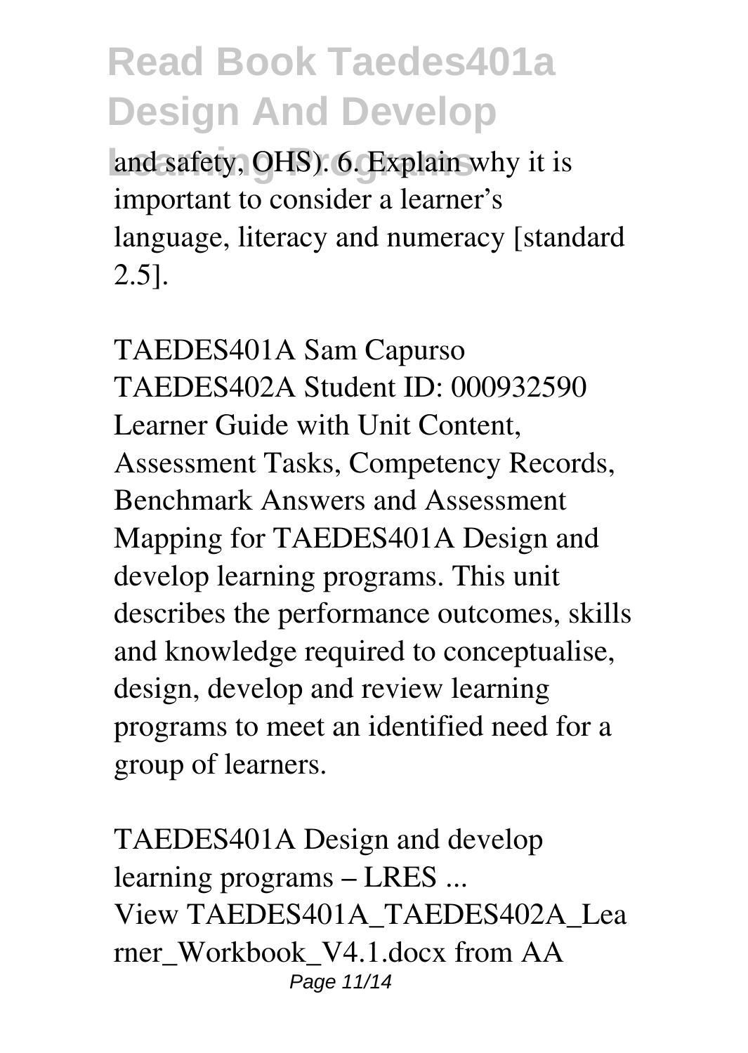and safety, OHS). 6. Explain why it is important to consider a learner's language, literacy and numeracy [standard 2.5].

TAEDES401A Sam Capurso TAEDES402A Student ID: 000932590 Learner Guide with Unit Content, Assessment Tasks, Competency Records, Benchmark Answers and Assessment Mapping for TAEDES401A Design and develop learning programs. This unit describes the performance outcomes, skills and knowledge required to conceptualise, design, develop and review learning programs to meet an identified need for a group of learners.

TAEDES401A Design and develop learning programs – LRES ...

View TAEDES401A_TAEDES402A_Learner_Workbook_V4.1.docx from AA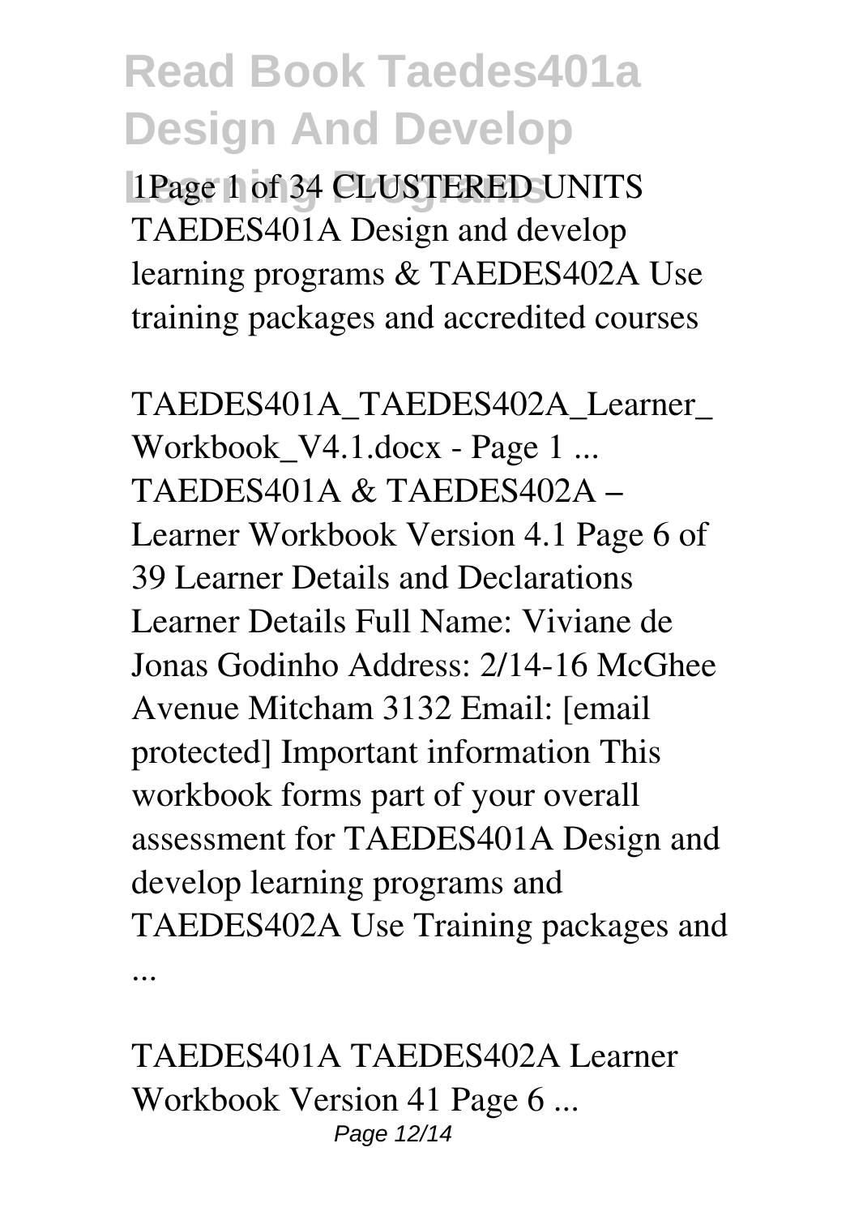1Page 1 of 34 CLUSTERED UNITS TAEDES401A Design and develop learning programs & TAEDES402A Use training packages and accredited courses

TAEDES401A_TAEDES402A_Learner_Workbook_V4.1.docx - Page 1 ...
TAEDES401A & TAEDES402A – Learner Workbook Version 4.1 Page 6 of 39 Learner Details and Declarations Learner Details Full Name: Viviane de Jonas Godinho Address: 2/14-16 McGhee Avenue Mitcham 3132 Email: [email protected] Important information This workbook forms part of your overall assessment for TAEDES401A Design and develop learning programs and TAEDES402A Use Training packages and ...

TAEDES401A TAEDES402A Learner Workbook Version 41 Page 6 ...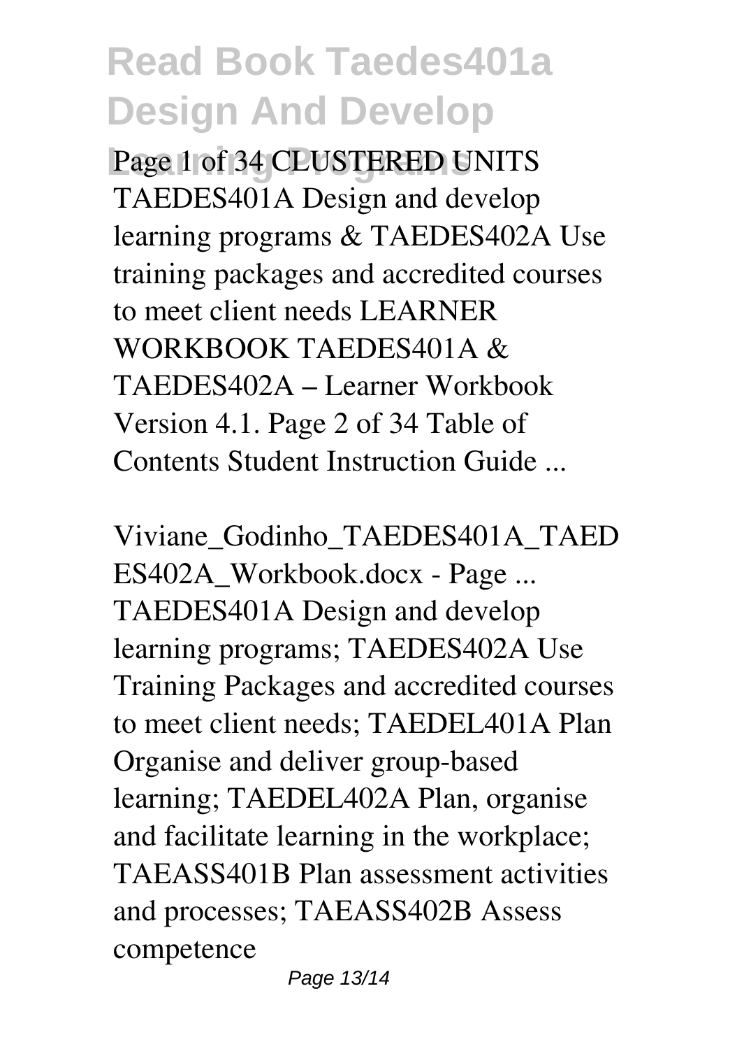Page 1 of 34 CLUSTERED UNITS TAEDES401A Design and develop learning programs & TAEDES402A Use training packages and accredited courses to meet client needs LEARNER WORKBOOK TAEDES401A & TAEDES402A – Learner Workbook Version 4.1. Page 2 of 34 Table of Contents Student Instruction Guide ...

Viviane_Godinho_TAEDES401A_TAEDES402A_Workbook.docx - Page ...

TAEDES401A Design and develop learning programs; TAEDES402A Use Training Packages and accredited courses to meet client needs; TAEDEL401A Plan Organise and deliver group-based learning; TAEDEL402A Plan, organise and facilitate learning in the workplace; TAEASS401B Plan assessment activities and processes; TAEASS402B Assess competence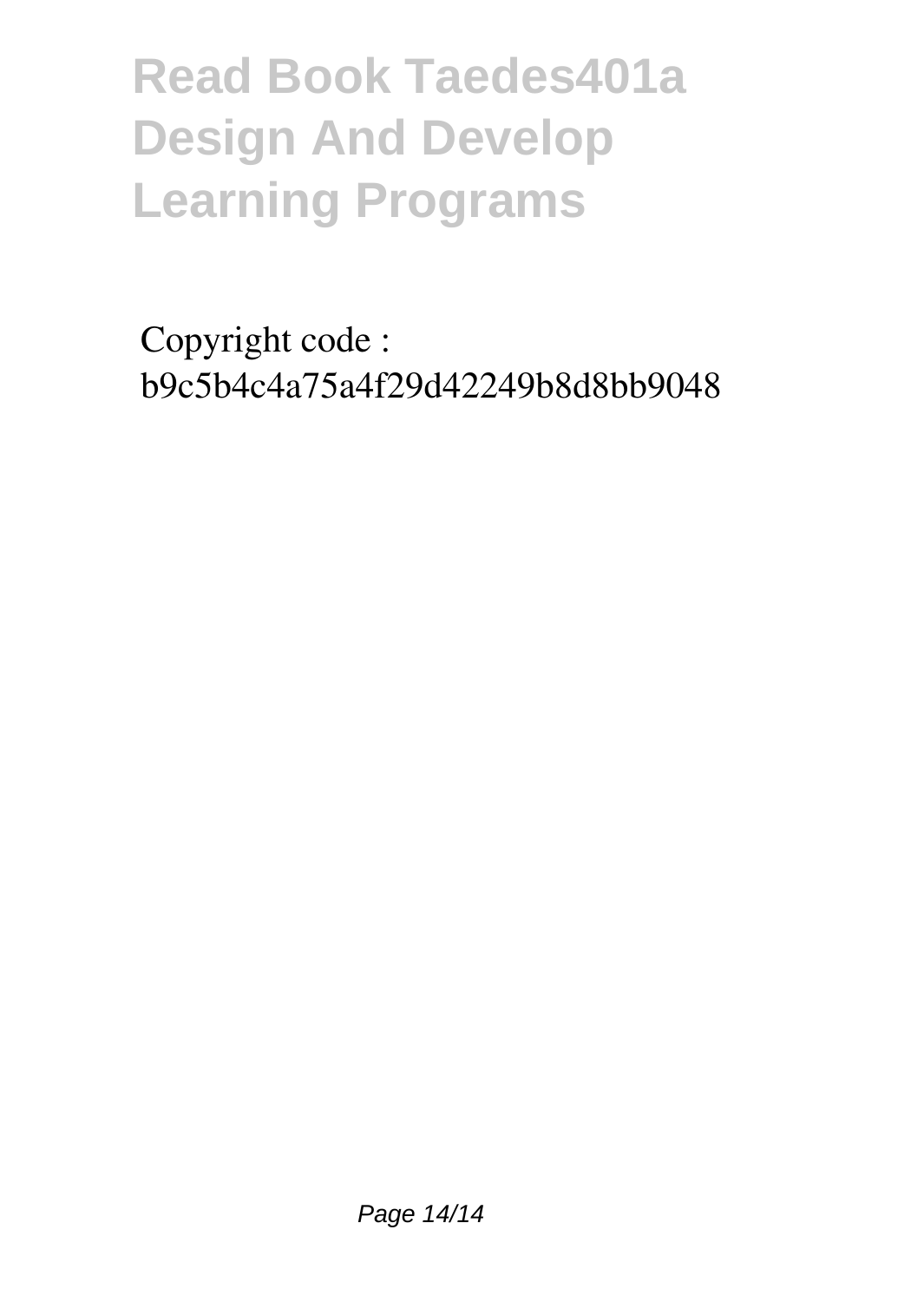Copyright code : b9c5b4c4a75a4f29d42249b8d8bb9048